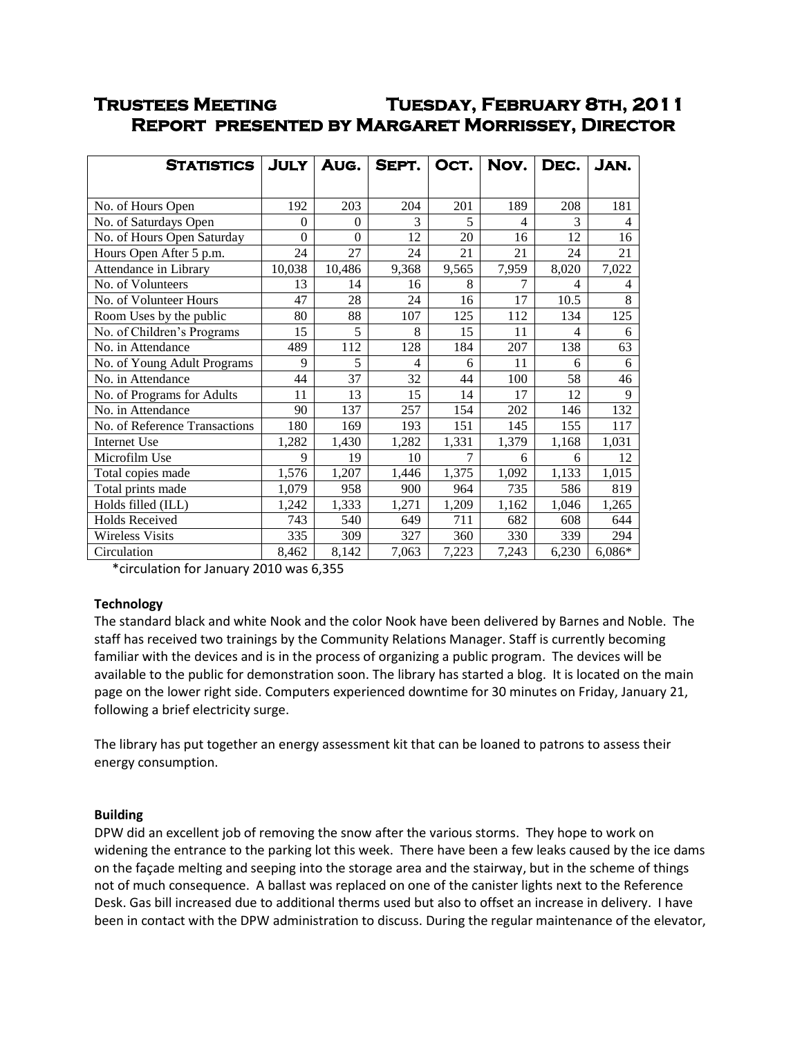# Trustees Meeting Tuesday, February 8th, 2011

## Report presented by Margaret Morrissey, Director

| Statistics | July | Aug. | Sept. | Oct. | Nov. | Dec. | Jan. |
|---|---|---|---|---|---|---|---|
| No. of Hours Open | 192 | 203 | 204 | 201 | 189 | 208 | 181 |
| No. of Saturdays Open | 0 | 0 | 3 | 5 | 4 | 3 | 4 |
| No. of Hours Open Saturday | 0 | 0 | 12 | 20 | 16 | 12 | 16 |
| Hours Open After 5 p.m. | 24 | 27 | 24 | 21 | 21 | 24 | 21 |
| Attendance in Library | 10,038 | 10,486 | 9,368 | 9,565 | 7,959 | 8,020 | 7,022 |
| No. of Volunteers | 13 | 14 | 16 | 8 | 7 | 4 | 4 |
| No. of Volunteer Hours | 47 | 28 | 24 | 16 | 17 | 10.5 | 8 |
| Room Uses by the public | 80 | 88 | 107 | 125 | 112 | 134 | 125 |
| No. of Children's Programs | 15 | 5 | 8 | 15 | 11 | 4 | 6 |
| No. in Attendance | 489 | 112 | 128 | 184 | 207 | 138 | 63 |
| No. of Young Adult Programs | 9 | 5 | 4 | 6 | 11 | 6 | 6 |
| No. in Attendance | 44 | 37 | 32 | 44 | 100 | 58 | 46 |
| No. of Programs for Adults | 11 | 13 | 15 | 14 | 17 | 12 | 9 |
| No. in Attendance | 90 | 137 | 257 | 154 | 202 | 146 | 132 |
| No. of Reference Transactions | 180 | 169 | 193 | 151 | 145 | 155 | 117 |
| Internet Use | 1,282 | 1,430 | 1,282 | 1,331 | 1,379 | 1,168 | 1,031 |
| Microfilm Use | 9 | 19 | 10 | 7 | 6 | 6 | 12 |
| Total copies made | 1,576 | 1,207 | 1,446 | 1,375 | 1,092 | 1,133 | 1,015 |
| Total prints made | 1,079 | 958 | 900 | 964 | 735 | 586 | 819 |
| Holds filled (ILL) | 1,242 | 1,333 | 1,271 | 1,209 | 1,162 | 1,046 | 1,265 |
| Holds Received | 743 | 540 | 649 | 711 | 682 | 608 | 644 |
| Wireless Visits | 335 | 309 | 327 | 360 | 330 | 339 | 294 |
| Circulation | 8,462 | 8,142 | 7,063 | 7,223 | 7,243 | 6,230 | 6,086* |

*circulation for January 2010 was 6,355

**Technology**

The standard black and white Nook and the color Nook have been delivered by Barnes and Noble. The staff has received two trainings by the Community Relations Manager. Staff is currently becoming familiar with the devices and is in the process of organizing a public program. The devices will be available to the public for demonstration soon. The library has started a blog. It is located on the main page on the lower right side. Computers experienced downtime for 30 minutes on Friday, January 21, following a brief electricity surge.

The library has put together an energy assessment kit that can be loaned to patrons to assess their energy consumption.

**Building**

DPW did an excellent job of removing the snow after the various storms. They hope to work on widening the entrance to the parking lot this week. There have been a few leaks caused by the ice dams on the façade melting and seeping into the storage area and the stairway, but in the scheme of things not of much consequence. A ballast was replaced on one of the canister lights next to the Reference Desk. Gas bill increased due to additional therms used but also to offset an increase in delivery. I have been in contact with the DPW administration to discuss. During the regular maintenance of the elevator,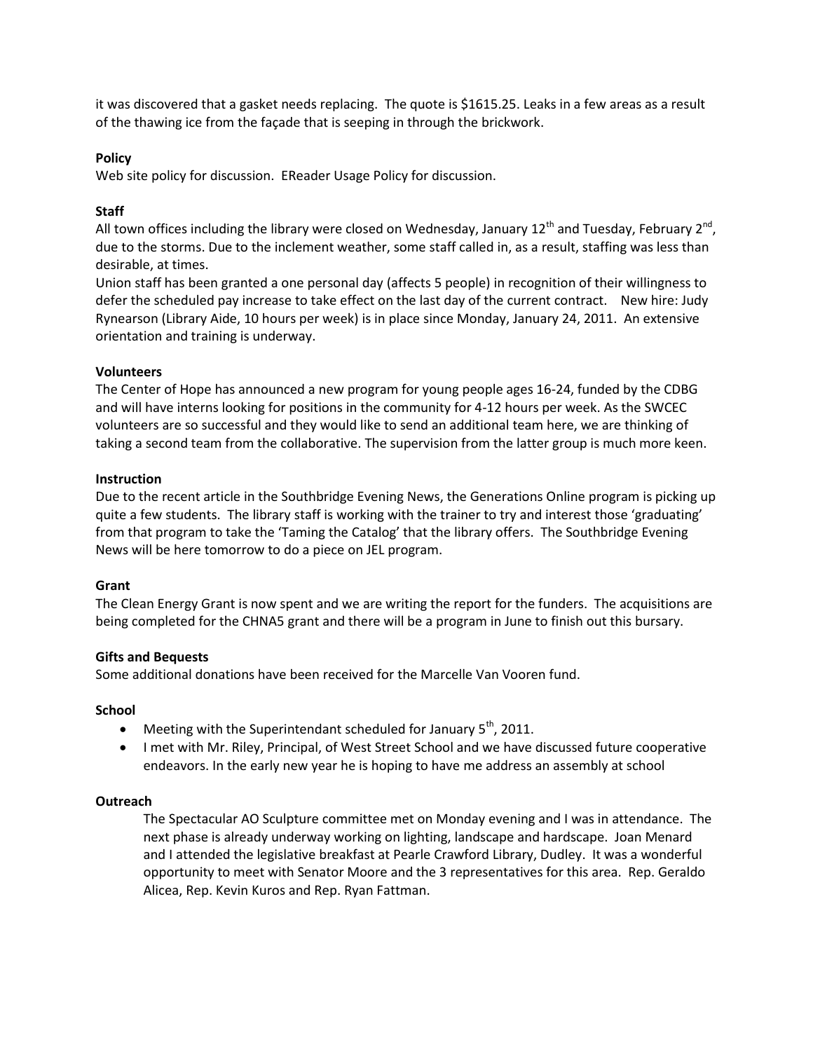it was discovered that a gasket needs replacing. The quote is $1615.25. Leaks in a few areas as a result of the thawing ice from the façade that is seeping in through the brickwork.

**Policy**

Web site policy for discussion. EReader Usage Policy for discussion.

**Staff**

All town offices including the library were closed on Wednesday, January 12th and Tuesday, February 2nd, due to the storms. Due to the inclement weather, some staff called in, as a result, staffing was less than desirable, at times.

Union staff has been granted a one personal day (affects 5 people) in recognition of their willingness to defer the scheduled pay increase to take effect on the last day of the current contract. New hire: Judy Rynearson (Library Aide, 10 hours per week) is in place since Monday, January 24, 2011. An extensive orientation and training is underway.

**Volunteers**

The Center of Hope has announced a new program for young people ages 16-24, funded by the CDBG and will have interns looking for positions in the community for 4-12 hours per week. As the SWCEC volunteers are so successful and they would like to send an additional team here, we are thinking of taking a second team from the collaborative. The supervision from the latter group is much more keen.

**Instruction**

Due to the recent article in the Southbridge Evening News, the Generations Online program is picking up quite a few students. The library staff is working with the trainer to try and interest those 'graduating' from that program to take the 'Taming the Catalog' that the library offers. The Southbridge Evening News will be here tomorrow to do a piece on JEL program.

**Grant**

The Clean Energy Grant is now spent and we are writing the report for the funders. The acquisitions are being completed for the CHNA5 grant and there will be a program in June to finish out this bursary.

**Gifts and Bequests**

Some additional donations have been received for the Marcelle Van Vooren fund.

**School**

- Meeting with the Superintendant scheduled for January 5th, 2011.
- I met with Mr. Riley, Principal, of West Street School and we have discussed future cooperative endeavors. In the early new year he is hoping to have me address an assembly at school

**Outreach**

The Spectacular AO Sculpture committee met on Monday evening and I was in attendance. The next phase is already underway working on lighting, landscape and hardscape. Joan Menard and I attended the legislative breakfast at Pearle Crawford Library, Dudley. It was a wonderful opportunity to meet with Senator Moore and the 3 representatives for this area. Rep. Geraldo Alicea, Rep. Kevin Kuros and Rep. Ryan Fattman.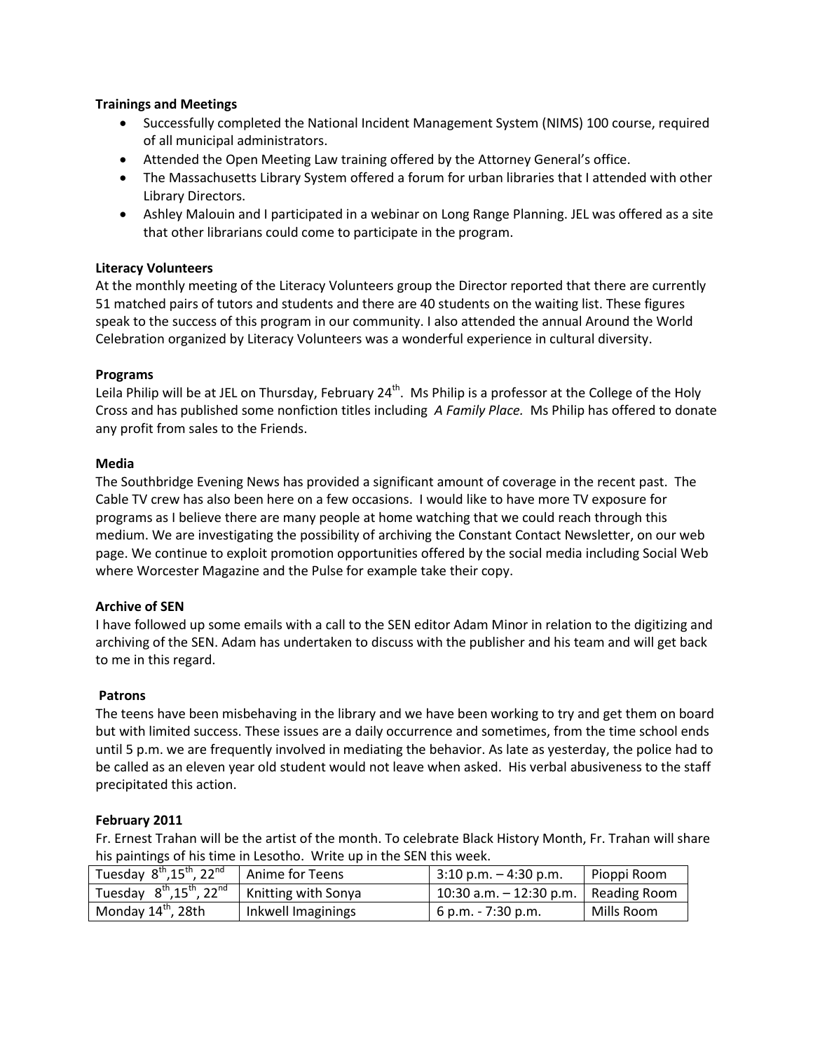**Trainings and Meetings**

- Successfully completed the National Incident Management System (NIMS) 100 course, required of all municipal administrators.
- Attended the Open Meeting Law training offered by the Attorney General's office.
- The Massachusetts Library System offered a forum for urban libraries that I attended with other Library Directors.
- Ashley Malouin and I participated in a webinar on Long Range Planning. JEL was offered as a site that other librarians could come to participate in the program.

**Literacy Volunteers**

At the monthly meeting of the Literacy Volunteers group the Director reported that there are currently 51 matched pairs of tutors and students and there are 40 students on the waiting list. These figures speak to the success of this program in our community. I also attended the annual Around the World Celebration organized by Literacy Volunteers was a wonderful experience in cultural diversity.

**Programs**

Leila Philip will be at JEL on Thursday, February 24th. Ms Philip is a professor at the College of the Holy Cross and has published some nonfiction titles including *A Family Place.* Ms Philip has offered to donate any profit from sales to the Friends.

**Media**

The Southbridge Evening News has provided a significant amount of coverage in the recent past. The Cable TV crew has also been here on a few occasions. I would like to have more TV exposure for programs as I believe there are many people at home watching that we could reach through this medium. We are investigating the possibility of archiving the Constant Contact Newsletter, on our web page. We continue to exploit promotion opportunities offered by the social media including Social Web where Worcester Magazine and the Pulse for example take their copy.

**Archive of SEN**

I have followed up some emails with a call to the SEN editor Adam Minor in relation to the digitizing and archiving of the SEN. Adam has undertaken to discuss with the publisher and his team and will get back to me in this regard.

**Patrons**

The teens have been misbehaving in the library and we have been working to try and get them on board but with limited success. These issues are a daily occurrence and sometimes, from the time school ends until 5 p.m. we are frequently involved in mediating the behavior. As late as yesterday, the police had to be called as an eleven year old student would not leave when asked. His verbal abusiveness to the staff precipitated this action.

**February 2011**

Fr. Ernest Trahan will be the artist of the month. To celebrate Black History Month, Fr. Trahan will share his paintings of his time in Lesotho. Write up in the SEN this week.

| | | | |
|---|---|---|---|
| Tuesday 8th, 15th, 22nd | Anime for Teens | 3:10 p.m. – 4:30 p.m. | Pioppi Room |
| Tuesday 8th, 15th, 22nd | Knitting with Sonya | 10:30 a.m. – 12:30 p.m. | Reading Room |
| Monday 14th, 28th | Inkwell Imaginings | 6 p.m. - 7:30 p.m. | Mills Room |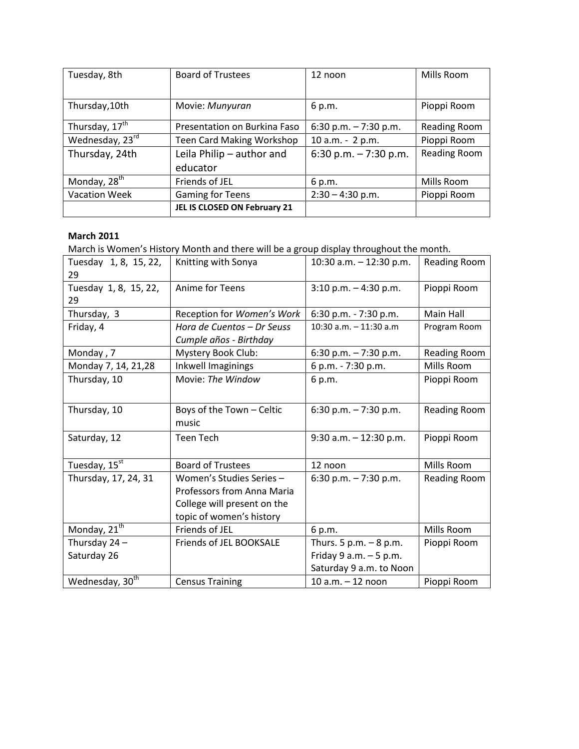| | | | |
|---|---|---|---|
| Tuesday, 8th | Board of Trustees | 12 noon | Mills Room |
| Thursday,10th | Movie: *Munyuran* | 6 p.m. | Pioppi Room |
| Thursday, 17th | Presentation on Burkina Faso | 6:30 p.m. – 7:30 p.m. | Reading Room |
| Wednesday, 23rd | Teen Card Making Workshop | 10 a.m. - 2 p.m. | Pioppi Room |
| Thursday, 24th | Leila Philip – author and educator | 6:30 p.m. – 7:30 p.m. | Reading Room |
| Monday, 28th | Friends of JEL | 6 p.m. | Mills Room |
| Vacation Week | Gaming for Teens | 2:30 – 4:30 p.m. | Pioppi Room |
| | **JEL IS CLOSED ON February 21** | | |

**March 2011**

March is Women's History Month and there will be a group display throughout the month.

| | | | |
|---|---|---|---|
| Tuesday 1, 8, 15, 22, 29 | Knitting with Sonya | 10:30 a.m. – 12:30 p.m. | Reading Room |
| Tuesday 1, 8, 15, 22, 29 | Anime for Teens | 3:10 p.m. – 4:30 p.m. | Pioppi Room |
| Thursday, 3 | Reception for *Women's Work* | 6:30 p.m. - 7:30 p.m. | Main Hall |
| Friday, 4 | *Hora de Cuentos – Dr Seuss Cumple años - Birthday* | 10:30 a.m. – 11:30 a.m | Program Room |
| Monday , 7 | Mystery Book Club: | 6:30 p.m. – 7:30 p.m. | Reading Room |
| Monday 7, 14, 21,28 | Inkwell Imaginings | 6 p.m. - 7:30 p.m. | Mills Room |
| Thursday, 10 | Movie: *The Window* | 6 p.m. | Pioppi Room |
| Thursday, 10 | Boys of the Town – Celtic music | 6:30 p.m. – 7:30 p.m. | Reading Room |
| Saturday, 12 | Teen Tech | 9:30 a.m. – 12:30 p.m. | Pioppi Room |
| Tuesday, 15st | Board of Trustees | 12 noon | Mills Room |
| Thursday, 17, 24, 31 | Women's Studies Series – Professors from Anna Maria College will present on the topic of women's history | 6:30 p.m. – 7:30 p.m. | Reading Room |
| Monday, 21th | Friends of JEL | 6 p.m. | Mills Room |
| Thursday 24 – Saturday 26 | Friends of JEL BOOKSALE | Thurs. 5 p.m. – 8 p.m.<br>Friday 9 a.m. – 5 p.m.<br>Saturday 9 a.m. to Noon | Pioppi Room |
| Wednesday, 30th | Census Training | 10 a.m. – 12 noon | Pioppi Room |